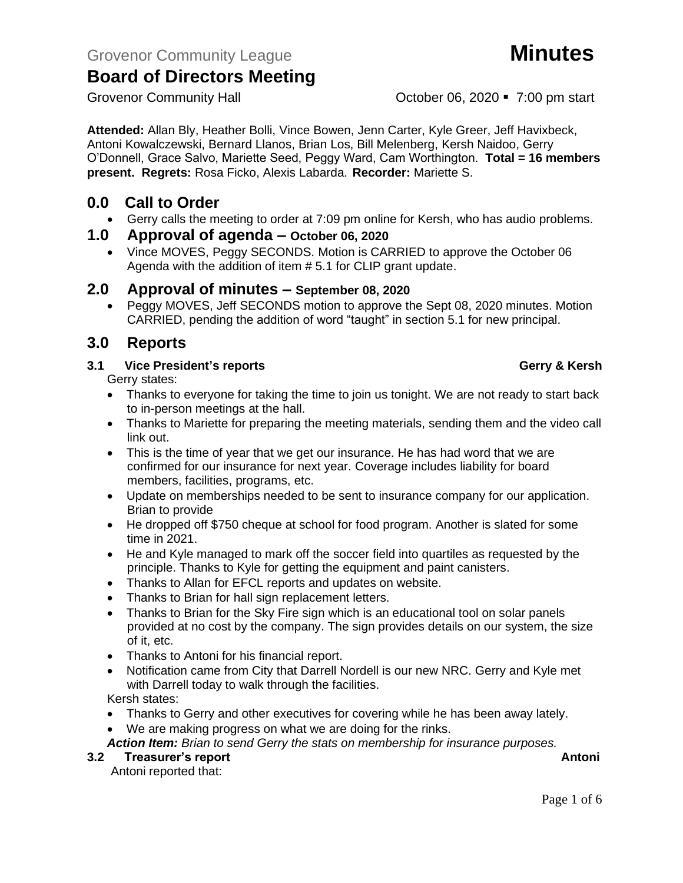Grovenor Community League **Minutes**

# Board of Directors Meeting

Grovenor Community Hall October 06, 2020 ▪ 7:00 pm start

**Attended:** Allan Bly, Heather Bolli, Vince Bowen, Jenn Carter, Kyle Greer, Jeff Havixbeck, Antoni Kowalczewski, Bernard Llanos, Brian Los, Bill Melenberg, Kersh Naidoo, Gerry O'Donnell, Grace Salvo, Mariette Seed, Peggy Ward, Cam Worthington. **Total = 16 members present. Regrets:** Rosa Ficko, Alexis Labarda. **Recorder:** Mariette S.

## 0.0 Call to Order

- Gerry calls the meeting to order at 7:09 pm online for Kersh, who has audio problems.

## 1.0 Approval of agenda – October 06, 2020

- Vince MOVES, Peggy SECONDS. Motion is CARRIED to approve the October 06 Agenda with the addition of item # 5.1 for CLIP grant update.

## 2.0 Approval of minutes – September 08, 2020

- Peggy MOVES, Jeff SECONDS motion to approve the Sept 08, 2020 minutes. Motion CARRIED, pending the addition of word "taught" in section 5.1 for new principal.

## 3.0 Reports

### 3.1 Vice President's reports — Gerry & Kersh

Gerry states:

- Thanks to everyone for taking the time to join us tonight. We are not ready to start back to in-person meetings at the hall.
- Thanks to Mariette for preparing the meeting materials, sending them and the video call link out.
- This is the time of year that we get our insurance. He has had word that we are confirmed for our insurance for next year. Coverage includes liability for board members, facilities, programs, etc.
- Update on memberships needed to be sent to insurance company for our application. Brian to provide
- He dropped off $750 cheque at school for food program. Another is slated for some time in 2021.
- He and Kyle managed to mark off the soccer field into quartiles as requested by the principle. Thanks to Kyle for getting the equipment and paint canisters.
- Thanks to Allan for EFCL reports and updates on website.
- Thanks to Brian for hall sign replacement letters.
- Thanks to Brian for the Sky Fire sign which is an educational tool on solar panels provided at no cost by the company. The sign provides details on our system, the size of it, etc.
- Thanks to Antoni for his financial report.
- Notification came from City that Darrell Nordell is our new NRC. Gerry and Kyle met with Darrell today to walk through the facilities.

Kersh states:

- Thanks to Gerry and other executives for covering while he has been away lately.
- We are making progress on what we are doing for the rinks.

***Action Item:*** *Brian to send Gerry the stats on membership for insurance purposes.*

### 3.2 Treasurer's report — Antoni

Antoni reported that: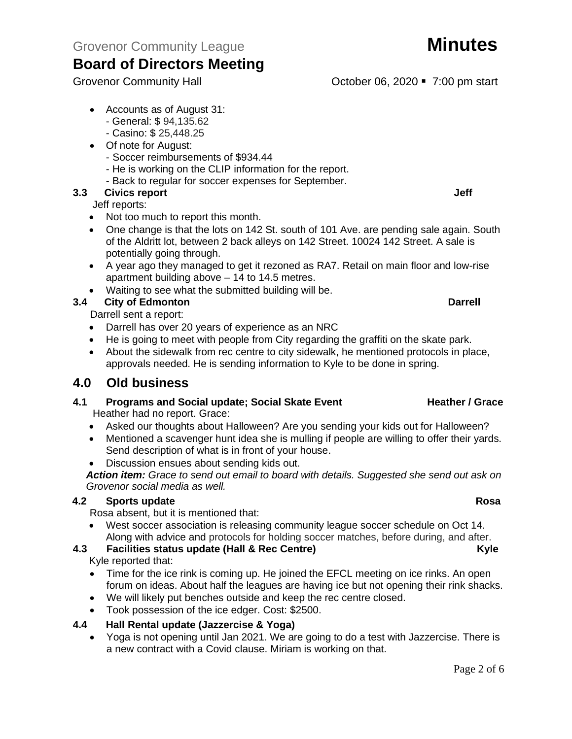- Accounts as of August 31:
  - General: $ 94,135.62
  - Casino: $ 25,448.25
- Of note for August:
  - Soccer reimbursements of $934.44
  - He is working on the CLIP information for the report.
  - Back to regular for soccer expenses for September.

### 3.3 Civics report — Jeff

Jeff reports:

- Not too much to report this month.
- One change is that the lots on 142 St. south of 101 Ave. are pending sale again. South of the Aldritt lot, between 2 back alleys on 142 Street. 10024 142 Street. A sale is potentially going through.
- A year ago they managed to get it rezoned as RA7. Retail on main floor and low-rise apartment building above – 14 to 14.5 metres.
- Waiting to see what the submitted building will be.

### 3.4 City of Edmonton — Darrell

Darrell sent a report:

- Darrell has over 20 years of experience as an NRC
- He is going to meet with people from City regarding the graffiti on the skate park.
- About the sidewalk from rec centre to city sidewalk, he mentioned protocols in place, approvals needed. He is sending information to Kyle to be done in spring.

## 4.0 Old business

### 4.1 Programs and Social update; Social Skate Event — Heather / Grace

Heather had no report. Grace:

- Asked our thoughts about Halloween? Are you sending your kids out for Halloween?
- Mentioned a scavenger hunt idea she is mulling if people are willing to offer their yards. Send description of what is in front of your house.
- Discussion ensues about sending kids out.

***Action item:*** *Grace to send out email to board with details. Suggested she send out ask on Grovenor social media as well.*

### 4.2 Sports update — Rosa

Rosa absent, but it is mentioned that:

- West soccer association is releasing community league soccer schedule on Oct 14. Along with advice and protocols for holding soccer matches, before during, and after.

### 4.3 Facilities status update (Hall & Rec Centre) — Kyle

Kyle reported that:

- Time for the ice rink is coming up. He joined the EFCL meeting on ice rinks. An open forum on ideas. About half the leagues are having ice but not opening their rink shacks.
- We will likely put benches outside and keep the rec centre closed.
- Took possession of the ice edger. Cost: $2500.

### 4.4 Hall Rental update (Jazzercise & Yoga)

- Yoga is not opening until Jan 2021. We are going to do a test with Jazzercise. There is a new contract with a Covid clause. Miriam is working on that.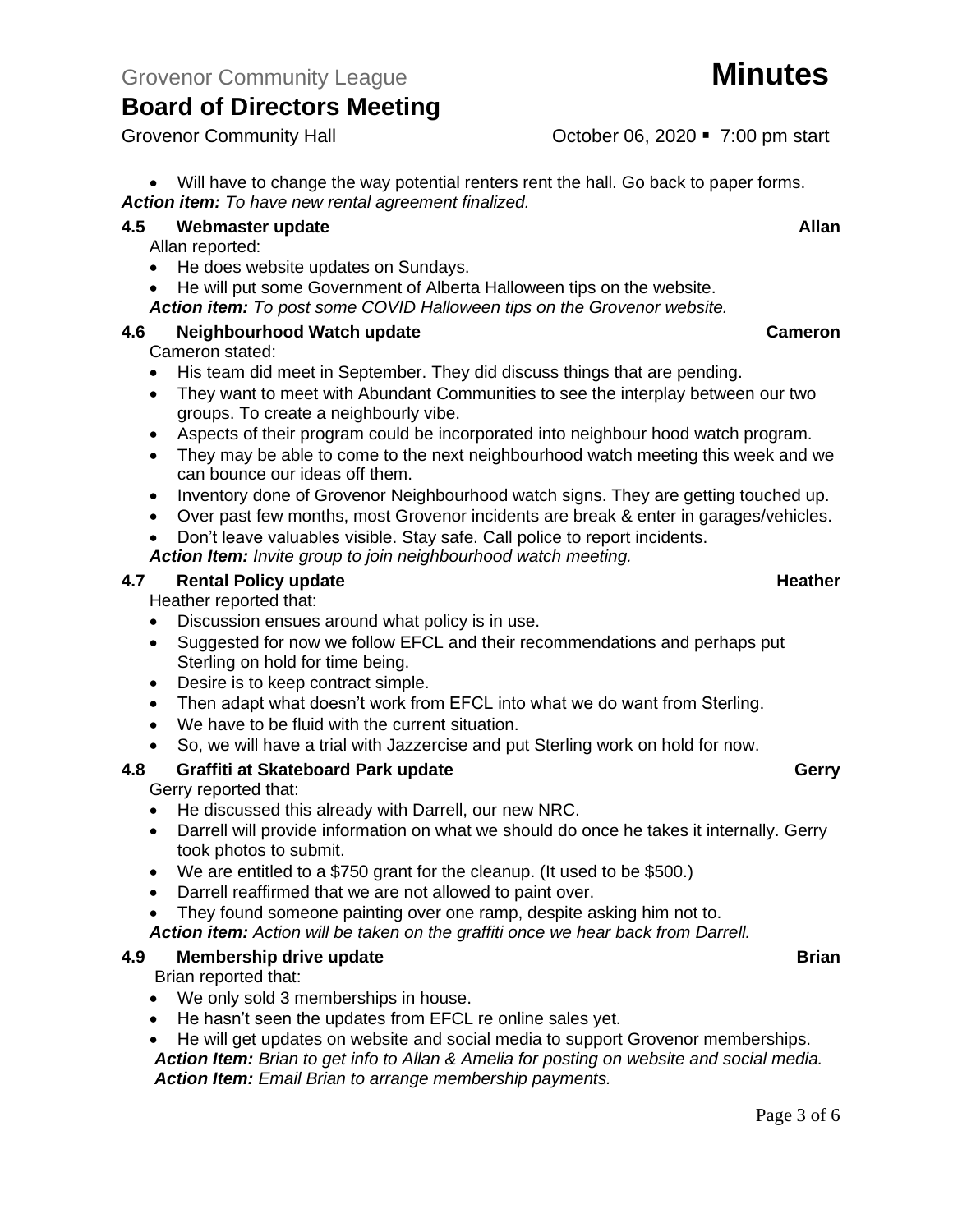- Will have to change the way potential renters rent the hall. Go back to paper forms.

***Action item:*** *To have new rental agreement finalized.*

### 4.5 Webmaster update — Allan

Allan reported:

- He does website updates on Sundays.
- He will put some Government of Alberta Halloween tips on the website.

***Action item:*** *To post some COVID Halloween tips on the Grovenor website.*

### 4.6 Neighbourhood Watch update — Cameron

Cameron stated:

- His team did meet in September. They did discuss things that are pending.
- They want to meet with Abundant Communities to see the interplay between our two groups. To create a neighbourly vibe.
- Aspects of their program could be incorporated into neighbour hood watch program.
- They may be able to come to the next neighbourhood watch meeting this week and we can bounce our ideas off them.
- Inventory done of Grovenor Neighbourhood watch signs. They are getting touched up.
- Over past few months, most Grovenor incidents are break & enter in garages/vehicles.
- Don't leave valuables visible. Stay safe. Call police to report incidents.

***Action Item:*** *Invite group to join neighbourhood watch meeting.*

### 4.7 Rental Policy update — Heather

Heather reported that:

- Discussion ensues around what policy is in use.
- Suggested for now we follow EFCL and their recommendations and perhaps put Sterling on hold for time being.
- Desire is to keep contract simple.
- Then adapt what doesn't work from EFCL into what we do want from Sterling.
- We have to be fluid with the current situation.
- So, we will have a trial with Jazzercise and put Sterling work on hold for now.

### 4.8 Graffiti at Skateboard Park update — Gerry

Gerry reported that:

- He discussed this already with Darrell, our new NRC.
- Darrell will provide information on what we should do once he takes it internally. Gerry took photos to submit.
- We are entitled to a $750 grant for the cleanup. (It used to be $500.)
- Darrell reaffirmed that we are not allowed to paint over.
- They found someone painting over one ramp, despite asking him not to.

***Action item:*** *Action will be taken on the graffiti once we hear back from Darrell.*

### 4.9 Membership drive update — Brian

Brian reported that:

- We only sold 3 memberships in house.
- He hasn't seen the updates from EFCL re online sales yet.
- He will get updates on website and social media to support Grovenor memberships.

***Action Item:*** *Brian to get info to Allan & Amelia for posting on website and social media.*

***Action Item:*** *Email Brian to arrange membership payments.*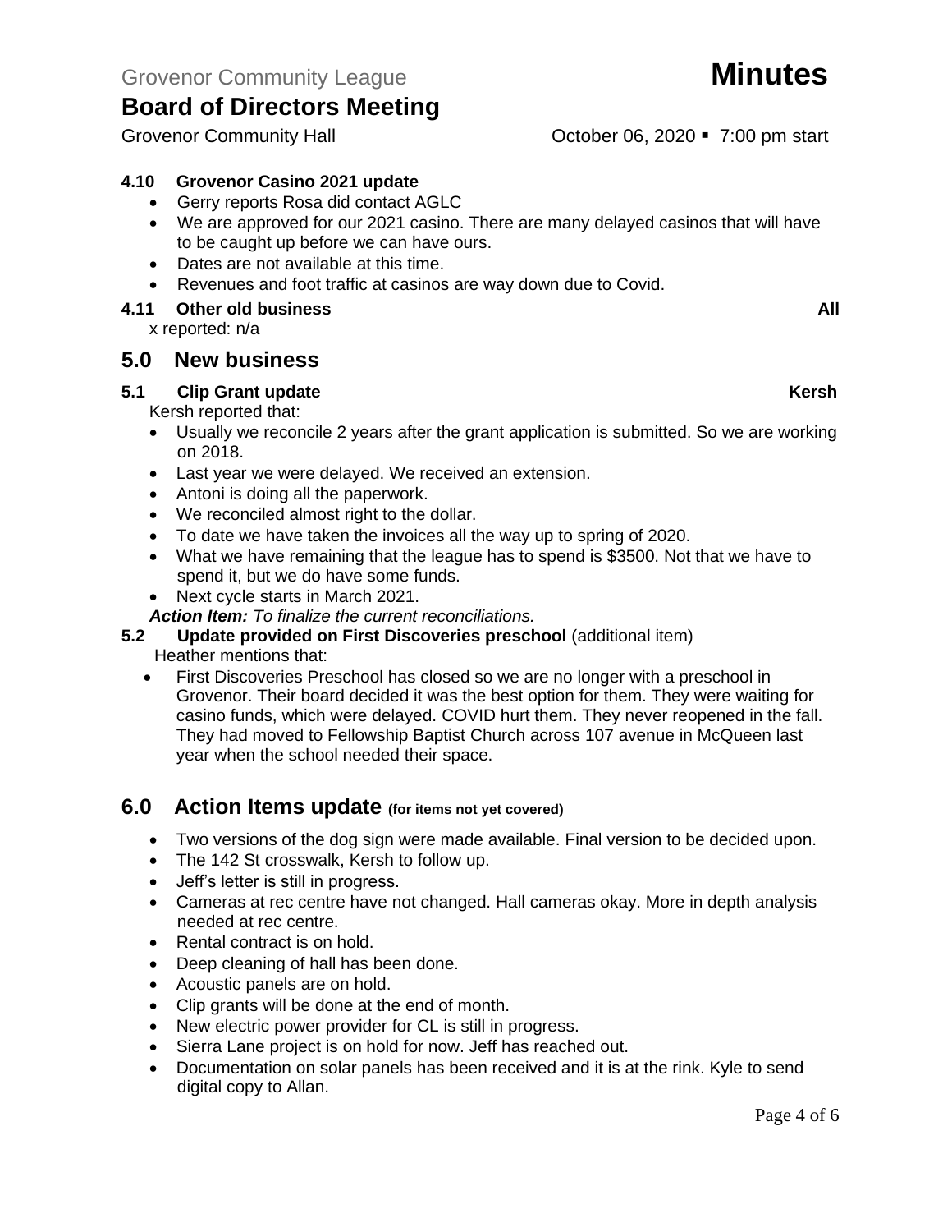### 4.10 Grovenor Casino 2021 update

- Gerry reports Rosa did contact AGLC
- We are approved for our 2021 casino. There are many delayed casinos that will have to be caught up before we can have ours.
- Dates are not available at this time.
- Revenues and foot traffic at casinos are way down due to Covid.

### 4.11 Other old business — All

x reported: n/a

## 5.0 New business

### 5.1 Clip Grant update — Kersh

Kersh reported that:

- Usually we reconcile 2 years after the grant application is submitted. So we are working on 2018.
- Last year we were delayed. We received an extension.
- Antoni is doing all the paperwork.
- We reconciled almost right to the dollar.
- To date we have taken the invoices all the way up to spring of 2020.
- What we have remaining that the league has to spend is $3500. Not that we have to spend it, but we do have some funds.
- Next cycle starts in March 2021.

***Action Item:*** *To finalize the current reconciliations.*

### 5.2 Update provided on First Discoveries preschool (additional item)

Heather mentions that:

- First Discoveries Preschool has closed so we are no longer with a preschool in Grovenor. Their board decided it was the best option for them. They were waiting for casino funds, which were delayed. COVID hurt them. They never reopened in the fall. They had moved to Fellowship Baptist Church across 107 avenue in McQueen last year when the school needed their space.

## 6.0 Action Items update (for items not yet covered)

- Two versions of the dog sign were made available. Final version to be decided upon.
- The 142 St crosswalk, Kersh to follow up.
- Jeff's letter is still in progress.
- Cameras at rec centre have not changed. Hall cameras okay. More in depth analysis needed at rec centre.
- Rental contract is on hold.
- Deep cleaning of hall has been done.
- Acoustic panels are on hold.
- Clip grants will be done at the end of month.
- New electric power provider for CL is still in progress.
- Sierra Lane project is on hold for now. Jeff has reached out.
- Documentation on solar panels has been received and it is at the rink. Kyle to send digital copy to Allan.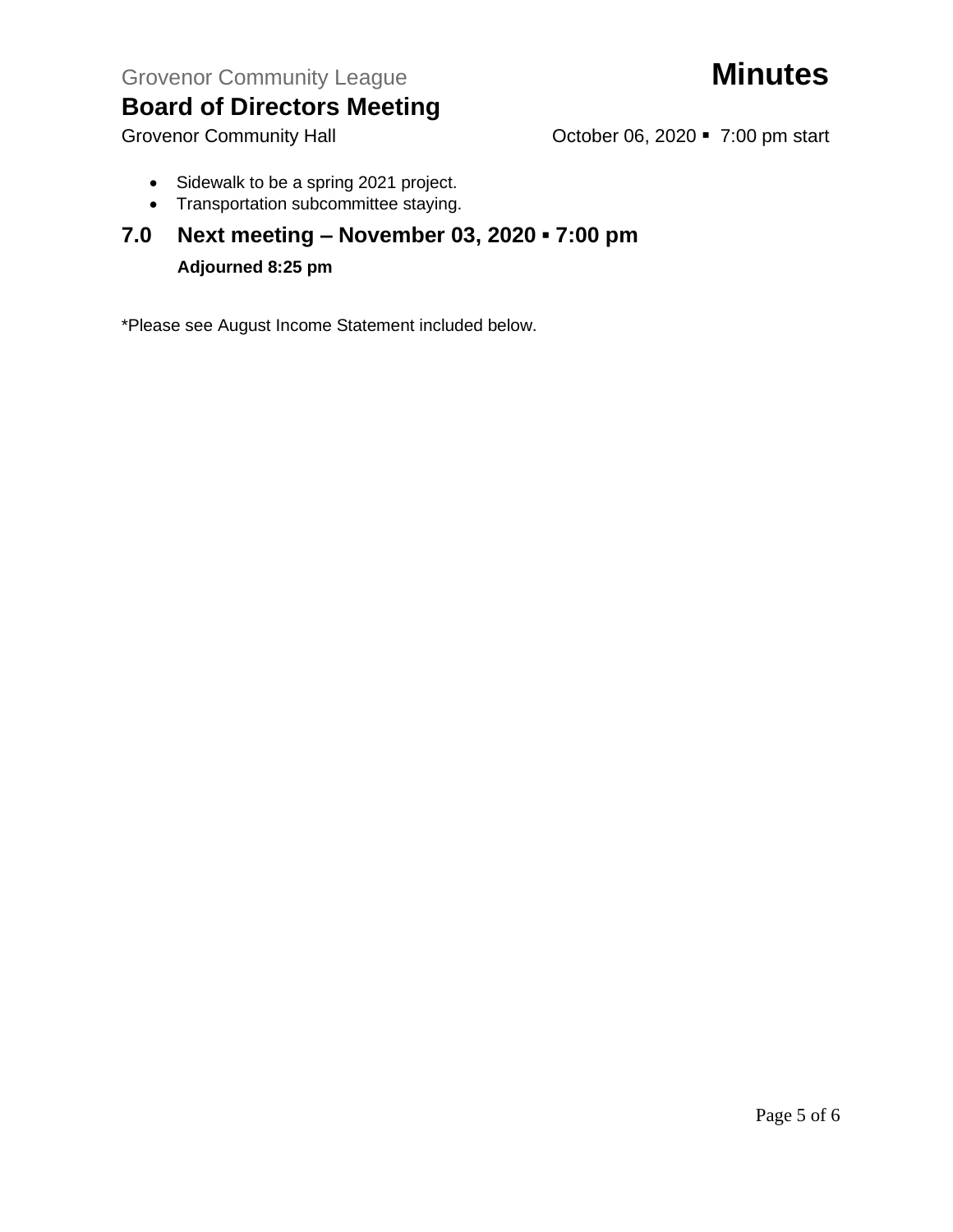- Sidewalk to be a spring 2021 project.
- Transportation subcommittee staying.

## 7.0 Next meeting – November 03, 2020 ▪ 7:00 pm

**Adjourned 8:25 pm**

*Please see August Income Statement included below.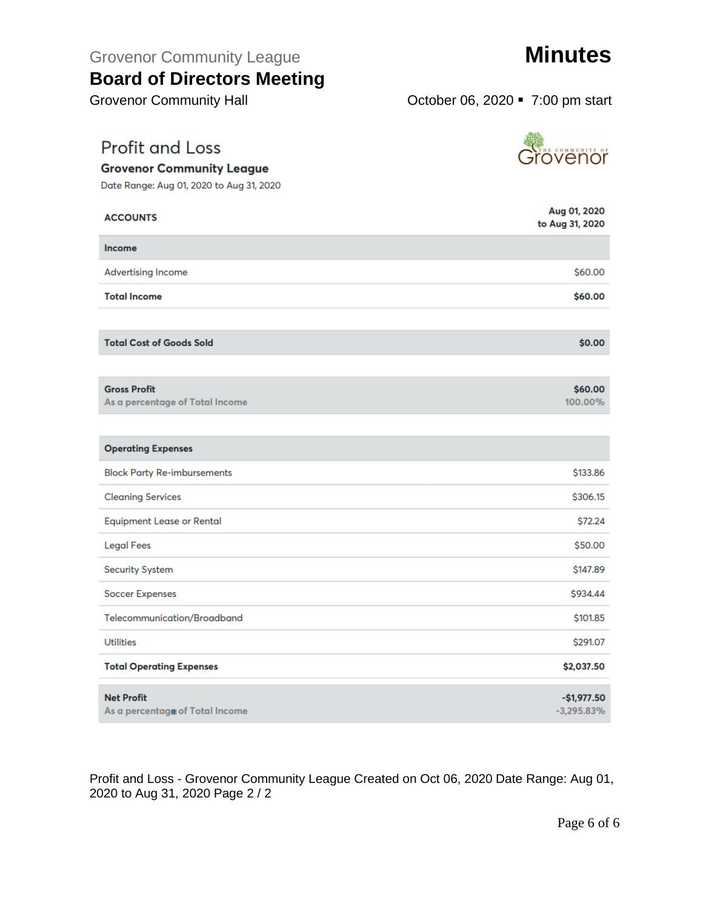Grovenor Community League

# Board of Directors Meeting

Grovenor Community Hall

# Minutes

October 06, 2020 ▪ 7:00 pm start

## Profit and Loss

**Grovenor Community League**

Date Range: Aug 01, 2020 to Aug 31, 2020

| ACCOUNTS | Aug 01, 2020 to Aug 31, 2020 |
|---|---|
| **Income** | |
| Advertising Income | $60.00 |
| **Total Income** | **$60.00** |
| **Total Cost of Goods Sold** | **$0.00** |
| **Gross Profit** | **$60.00** |
| As a percentage of Total Income | 100.00% |
| **Operating Expenses** | |
| Block Party Re-imbursements | $133.86 |
| Cleaning Services | $306.15 |
| Equipment Lease or Rental | $72.24 |
| Legal Fees | $50.00 |
| Security System | $147.89 |
| Soccer Expenses | $934.44 |
| Telecommunication/Broadband | $101.85 |
| Utilities | $291.07 |
| **Total Operating Expenses** | **$2,037.50** |
| **Net Profit** | **-$1,977.50** |
| As a percentage of Total Income | -3,295.83% |

Profit and Loss - Grovenor Community League Created on Oct 06, 2020 Date Range: Aug 01, 2020 to Aug 31, 2020 Page 2 / 2